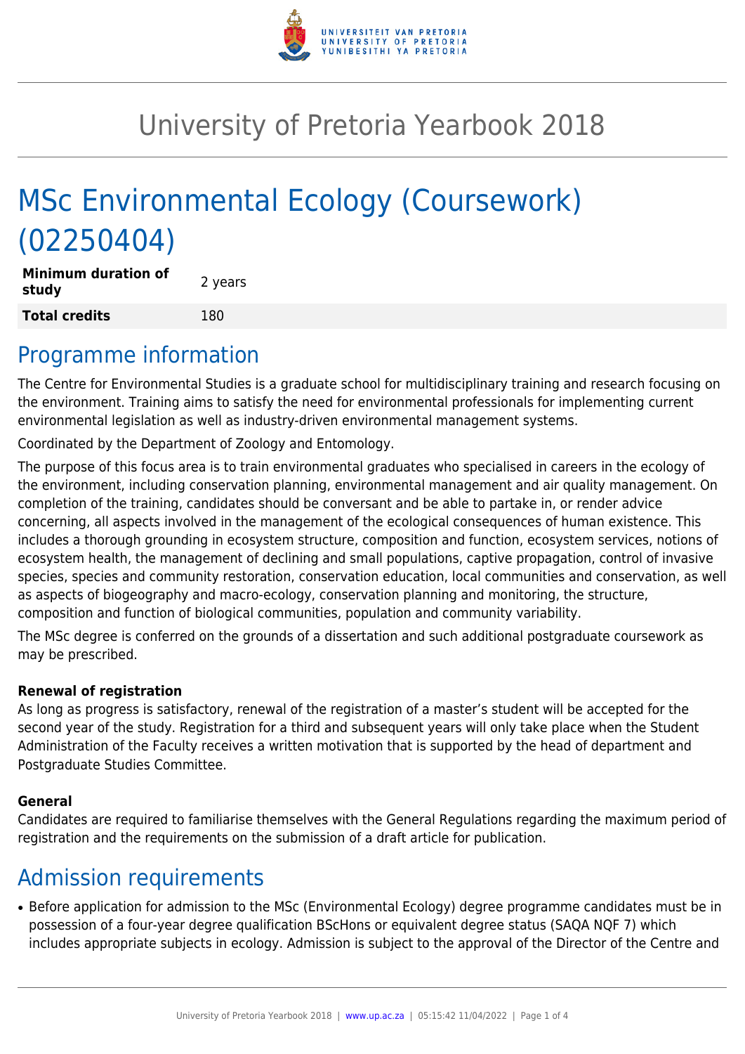# University of Pretoria Yearbook 2018

# MSc Environmental Ecology (Coursework) (02250404)

| | |
|---|---|
| **Minimum duration of study** | 2 years |
| **Total credits** | 180 |

## Programme information

The Centre for Environmental Studies is a graduate school for multidisciplinary training and research focusing on the environment. Training aims to satisfy the need for environmental professionals for implementing current environmental legislation as well as industry-driven environmental management systems.

Coordinated by the Department of Zoology and Entomology.

The purpose of this focus area is to train environmental graduates who specialised in careers in the ecology of the environment, including conservation planning, environmental management and air quality management. On completion of the training, candidates should be conversant and be able to partake in, or render advice concerning, all aspects involved in the management of the ecological consequences of human existence. This includes a thorough grounding in ecosystem structure, composition and function, ecosystem services, notions of ecosystem health, the management of declining and small populations, captive propagation, control of invasive species, species and community restoration, conservation education, local communities and conservation, as well as aspects of biogeography and macro-ecology, conservation planning and monitoring, the structure, composition and function of biological communities, population and community variability.

The MSc degree is conferred on the grounds of a dissertation and such additional postgraduate coursework as may be prescribed.

**Renewal of registration**
As long as progress is satisfactory, renewal of the registration of a master's student will be accepted for the second year of the study. Registration for a third and subsequent years will only take place when the Student Administration of the Faculty receives a written motivation that is supported by the head of department and Postgraduate Studies Committee.

**General**
Candidates are required to familiarise themselves with the General Regulations regarding the maximum period of registration and the requirements on the submission of a draft article for publication.

## Admission requirements

- Before application for admission to the MSc (Environmental Ecology) degree programme candidates must be in possession of a four-year degree qualification BScHons or equivalent degree status (SAQA NQF 7) which includes appropriate subjects in ecology. Admission is subject to the approval of the Director of the Centre and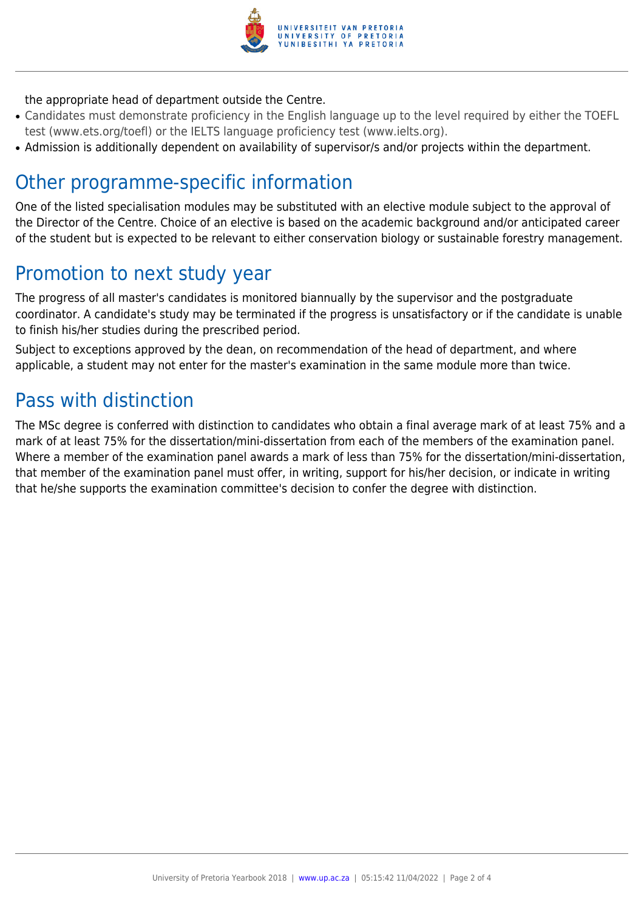the appropriate head of department outside the Centre.

- Candidates must demonstrate proficiency in the English language up to the level required by either the TOEFL test (www.ets.org/toefl) or the IELTS language proficiency test (www.ielts.org).
- Admission is additionally dependent on availability of supervisor/s and/or projects within the department.

## Other programme-specific information

One of the listed specialisation modules may be substituted with an elective module subject to the approval of the Director of the Centre. Choice of an elective is based on the academic background and/or anticipated career of the student but is expected to be relevant to either conservation biology or sustainable forestry management.

## Promotion to next study year

The progress of all master's candidates is monitored biannually by the supervisor and the postgraduate coordinator. A candidate's study may be terminated if the progress is unsatisfactory or if the candidate is unable to finish his/her studies during the prescribed period.

Subject to exceptions approved by the dean, on recommendation of the head of department, and where applicable, a student may not enter for the master's examination in the same module more than twice.

## Pass with distinction

The MSc degree is conferred with distinction to candidates who obtain a final average mark of at least 75% and a mark of at least 75% for the dissertation/mini-dissertation from each of the members of the examination panel. Where a member of the examination panel awards a mark of less than 75% for the dissertation/mini-dissertation, that member of the examination panel must offer, in writing, support for his/her decision, or indicate in writing that he/she supports the examination committee's decision to confer the degree with distinction.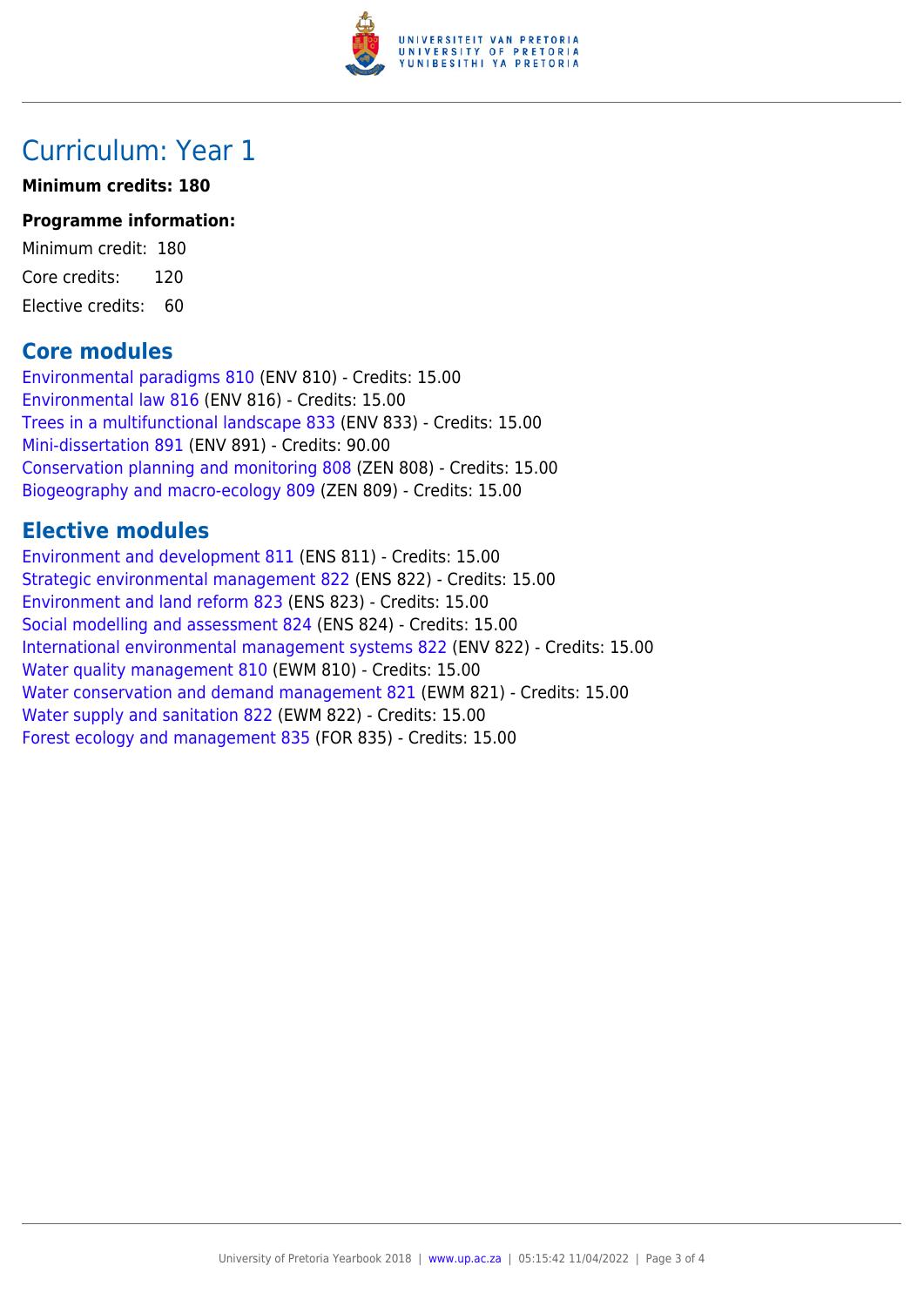# Curriculum: Year 1

**Minimum credits: 180**

**Programme information:**

Minimum credit: 180

Core credits: 120

Elective credits: 60

## Core modules

Environmental paradigms 810 (ENV 810) - Credits: 15.00
Environmental law 816 (ENV 816) - Credits: 15.00
Trees in a multifunctional landscape 833 (ENV 833) - Credits: 15.00
Mini-dissertation 891 (ENV 891) - Credits: 90.00
Conservation planning and monitoring 808 (ZEN 808) - Credits: 15.00
Biogeography and macro-ecology 809 (ZEN 809) - Credits: 15.00

## Elective modules

Environment and development 811 (ENS 811) - Credits: 15.00
Strategic environmental management 822 (ENS 822) - Credits: 15.00
Environment and land reform 823 (ENS 823) - Credits: 15.00
Social modelling and assessment 824 (ENS 824) - Credits: 15.00
International environmental management systems 822 (ENV 822) - Credits: 15.00
Water quality management 810 (EWM 810) - Credits: 15.00
Water conservation and demand management 821 (EWM 821) - Credits: 15.00
Water supply and sanitation 822 (EWM 822) - Credits: 15.00
Forest ecology and management 835 (FOR 835) - Credits: 15.00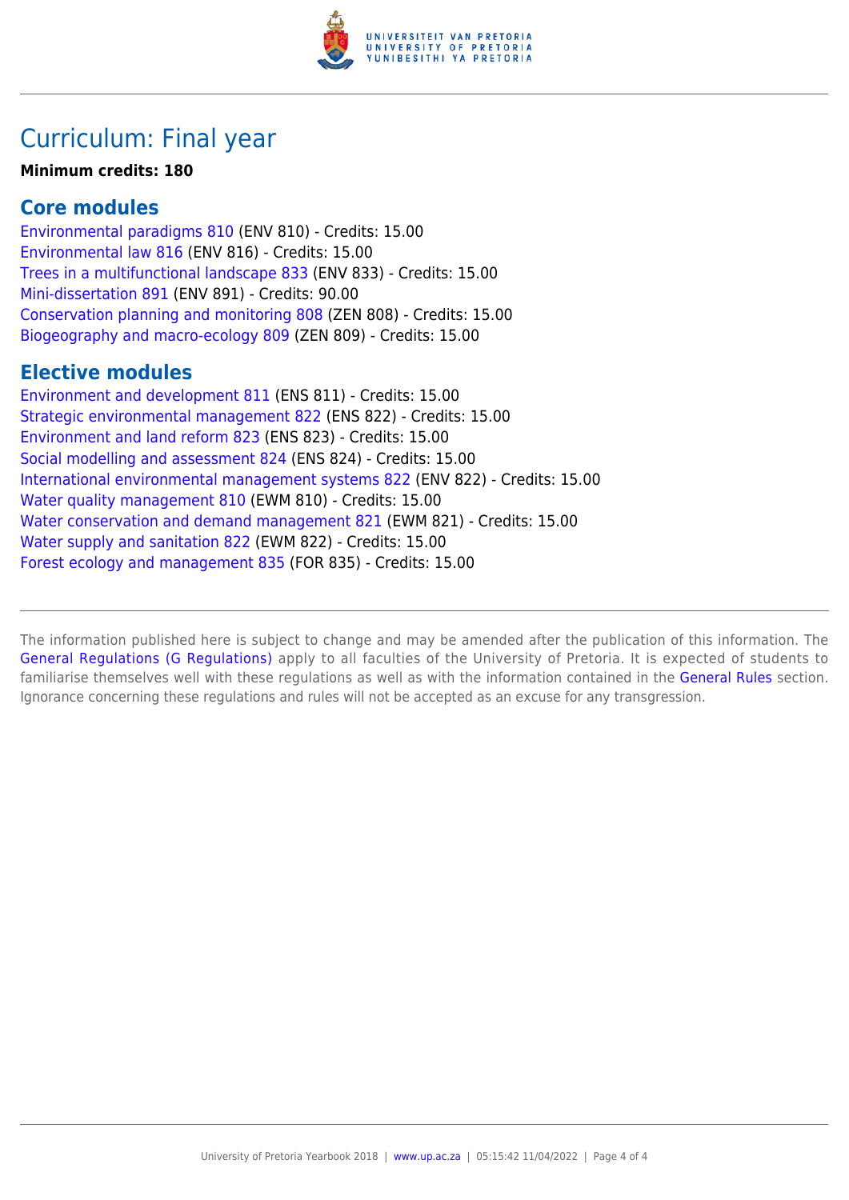# Curriculum: Final year

**Minimum credits: 180**

## Core modules

Environmental paradigms 810 (ENV 810) - Credits: 15.00
Environmental law 816 (ENV 816) - Credits: 15.00
Trees in a multifunctional landscape 833 (ENV 833) - Credits: 15.00
Mini-dissertation 891 (ENV 891) - Credits: 90.00
Conservation planning and monitoring 808 (ZEN 808) - Credits: 15.00
Biogeography and macro-ecology 809 (ZEN 809) - Credits: 15.00

## Elective modules

Environment and development 811 (ENS 811) - Credits: 15.00
Strategic environmental management 822 (ENS 822) - Credits: 15.00
Environment and land reform 823 (ENS 823) - Credits: 15.00
Social modelling and assessment 824 (ENS 824) - Credits: 15.00
International environmental management systems 822 (ENV 822) - Credits: 15.00
Water quality management 810 (EWM 810) - Credits: 15.00
Water conservation and demand management 821 (EWM 821) - Credits: 15.00
Water supply and sanitation 822 (EWM 822) - Credits: 15.00
Forest ecology and management 835 (FOR 835) - Credits: 15.00

---

The information published here is subject to change and may be amended after the publication of this information. The General Regulations (G Regulations) apply to all faculties of the University of Pretoria. It is expected of students to familiarise themselves well with these regulations as well as with the information contained in the General Rules section. Ignorance concerning these regulations and rules will not be accepted as an excuse for any transgression.